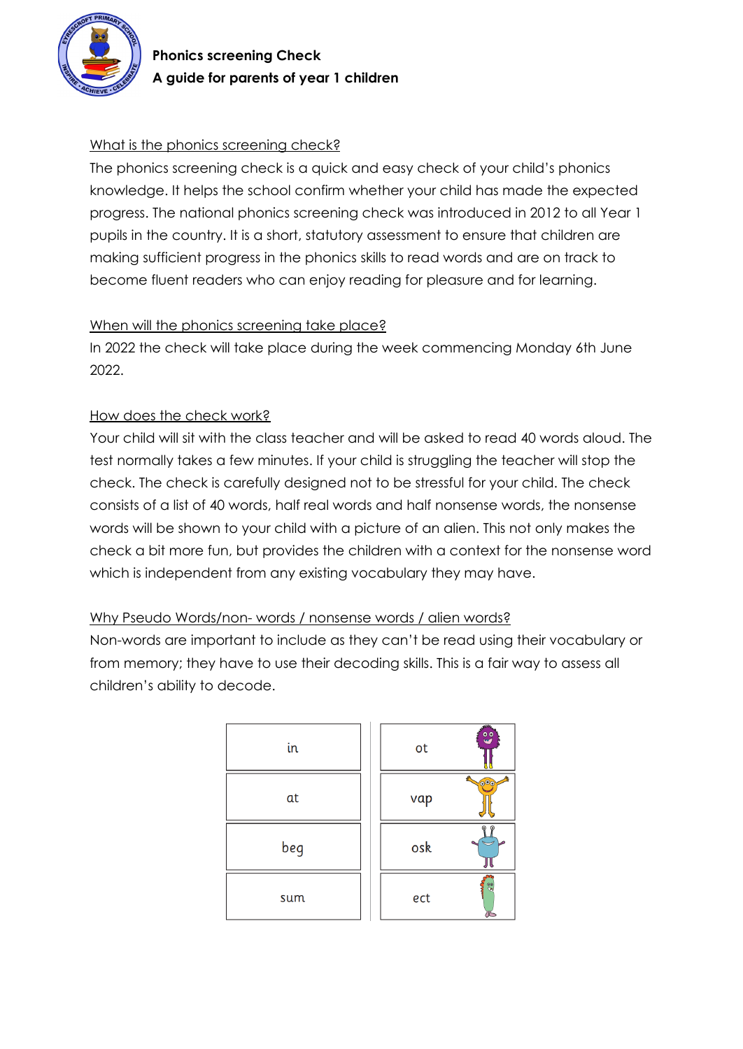**Phonics screening Check**
**A guide for parents of year 1 children**

## What is the phonics screening check?

The phonics screening check is a quick and easy check of your child's phonics knowledge. It helps the school confirm whether your child has made the expected progress. The national phonics screening check was introduced in 2012 to all Year 1 pupils in the country. It is a short, statutory assessment to ensure that children are making sufficient progress in the phonics skills to read words and are on track to become fluent readers who can enjoy reading for pleasure and for learning.

## When will the phonics screening take place?

In 2022 the check will take place during the week commencing Monday 6th June 2022.

## How does the check work?

Your child will sit with the class teacher and will be asked to read 40 words aloud. The test normally takes a few minutes. If your child is struggling the teacher will stop the check. The check is carefully designed not to be stressful for your child. The check consists of a list of 40 words, half real words and half nonsense words, the nonsense words will be shown to your child with a picture of an alien. This not only makes the check a bit more fun, but provides the children with a context for the nonsense word which is independent from any existing vocabulary they may have.

## Why Pseudo Words/non- words / nonsense words / alien words?

Non-words are important to include as they can't be read using their vocabulary or from memory; they have to use their decoding skills. This is a fair way to assess all children's ability to decode.

| | |
|---|---|
| in | ot |
| at | vap |
| beg | osk |
| sum | ect |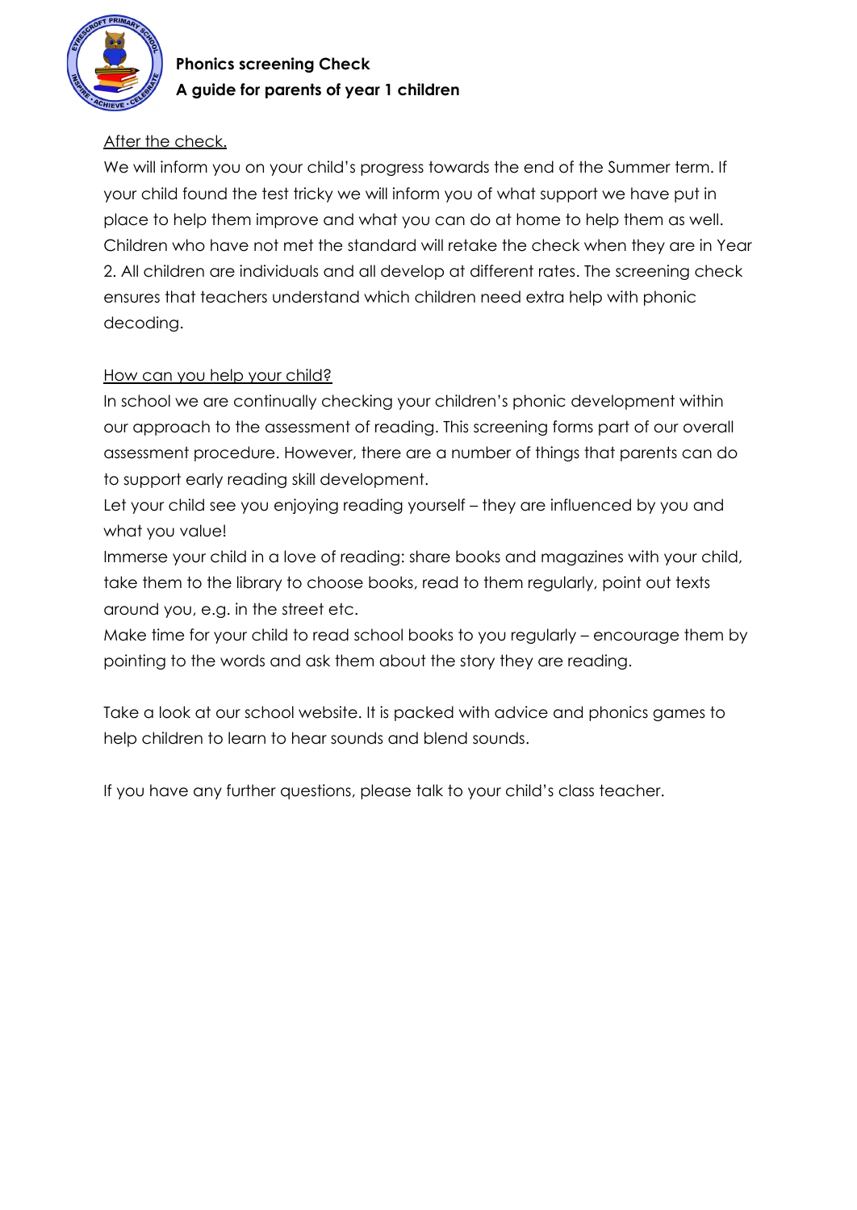**Phonics screening Check**
**A guide for parents of year 1 children**

After the check.

We will inform you on your child's progress towards the end of the Summer term. If your child found the test tricky we will inform you of what support we have put in place to help them improve and what you can do at home to help them as well. Children who have not met the standard will retake the check when they are in Year 2. All children are individuals and all develop at different rates. The screening check ensures that teachers understand which children need extra help with phonic decoding.

How can you help your child?

In school we are continually checking your children's phonic development within our approach to the assessment of reading. This screening forms part of our overall assessment procedure. However, there are a number of things that parents can do to support early reading skill development.

Let your child see you enjoying reading yourself – they are influenced by you and what you value!

Immerse your child in a love of reading: share books and magazines with your child, take them to the library to choose books, read to them regularly, point out texts around you, e.g. in the street etc.

Make time for your child to read school books to you regularly – encourage them by pointing to the words and ask them about the story they are reading.

Take a look at our school website. It is packed with advice and phonics games to help children to learn to hear sounds and blend sounds.

If you have any further questions, please talk to your child's class teacher.